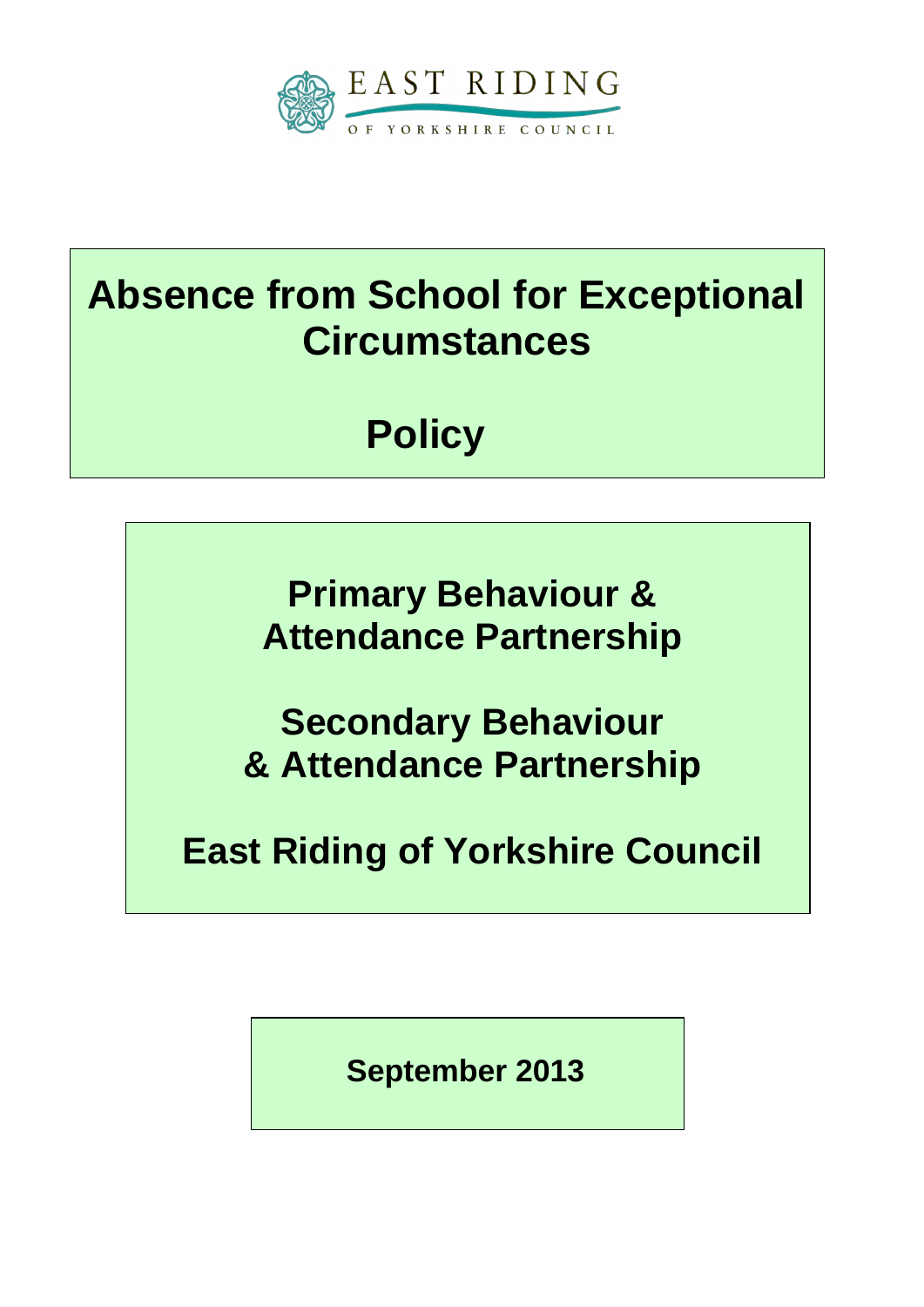EAST RIDING

OF YORKSHIRE COUNCIL

# Absence from School for Exceptional Circumstances

# Policy

## Primary Behaviour & Attendance Partnership

## Secondary Behaviour & Attendance Partnership

## East Riding of Yorkshire Council

**September 2013**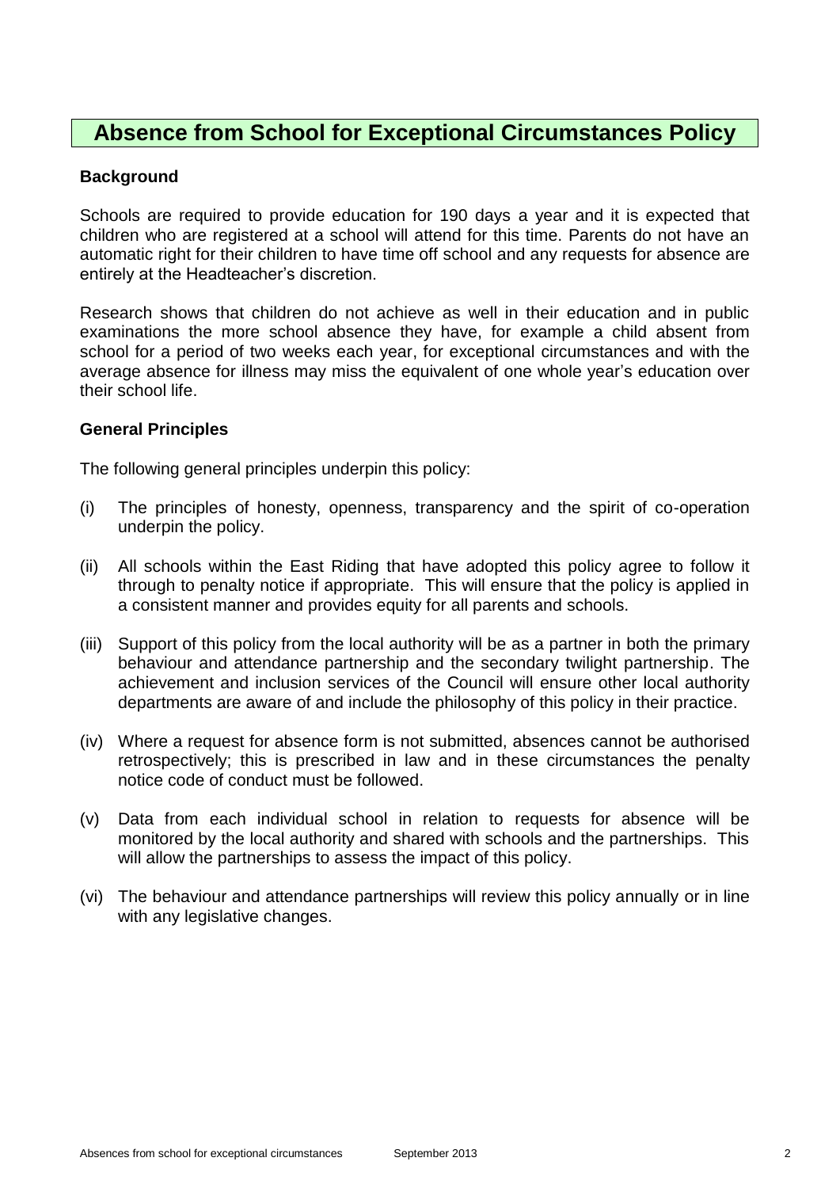# Absence from School for Exceptional Circumstances Policy

**Background**

Schools are required to provide education for 190 days a year and it is expected that children who are registered at a school will attend for this time. Parents do not have an automatic right for their children to have time off school and any requests for absence are entirely at the Headteacher's discretion.

Research shows that children do not achieve as well in their education and in public examinations the more school absence they have, for example a child absent from school for a period of two weeks each year, for exceptional circumstances and with the average absence for illness may miss the equivalent of one whole year's education over their school life.

**General Principles**

The following general principles underpin this policy:

(i) The principles of honesty, openness, transparency and the spirit of co-operation underpin the policy.

(ii) All schools within the East Riding that have adopted this policy agree to follow it through to penalty notice if appropriate. This will ensure that the policy is applied in a consistent manner and provides equity for all parents and schools.

(iii) Support of this policy from the local authority will be as a partner in both the primary behaviour and attendance partnership and the secondary twilight partnership. The achievement and inclusion services of the Council will ensure other local authority departments are aware of and include the philosophy of this policy in their practice.

(iv) Where a request for absence form is not submitted, absences cannot be authorised retrospectively; this is prescribed in law and in these circumstances the penalty notice code of conduct must be followed.

(v) Data from each individual school in relation to requests for absence will be monitored by the local authority and shared with schools and the partnerships. This will allow the partnerships to assess the impact of this policy.

(vi) The behaviour and attendance partnerships will review this policy annually or in line with any legislative changes.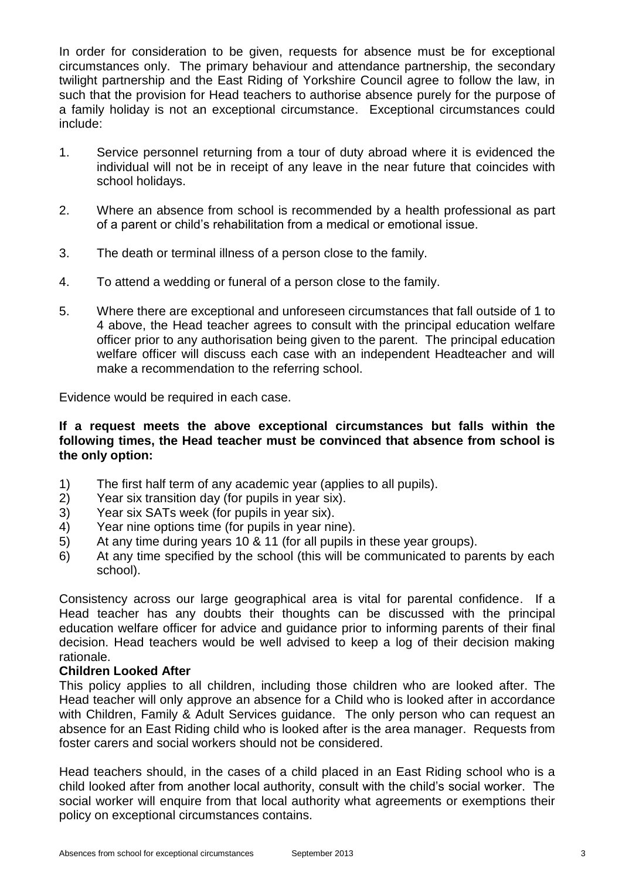In order for consideration to be given, requests for absence must be for exceptional circumstances only. The primary behaviour and attendance partnership, the secondary twilight partnership and the East Riding of Yorkshire Council agree to follow the law, in such that the provision for Head teachers to authorise absence purely for the purpose of a family holiday is not an exceptional circumstance. Exceptional circumstances could include:

1. Service personnel returning from a tour of duty abroad where it is evidenced the individual will not be in receipt of any leave in the near future that coincides with school holidays.

2. Where an absence from school is recommended by a health professional as part of a parent or child's rehabilitation from a medical or emotional issue.

3. The death or terminal illness of a person close to the family.

4. To attend a wedding or funeral of a person close to the family.

5. Where there are exceptional and unforeseen circumstances that fall outside of 1 to 4 above, the Head teacher agrees to consult with the principal education welfare officer prior to any authorisation being given to the parent. The principal education welfare officer will discuss each case with an independent Headteacher and will make a recommendation to the referring school.

Evidence would be required in each case.

**If a request meets the above exceptional circumstances but falls within the following times, the Head teacher must be convinced that absence from school is the only option:**

1) The first half term of any academic year (applies to all pupils).
2) Year six transition day (for pupils in year six).
3) Year six SATs week (for pupils in year six).
4) Year nine options time (for pupils in year nine).
5) At any time during years 10 & 11 (for all pupils in these year groups).
6) At any time specified by the school (this will be communicated to parents by each school).

Consistency across our large geographical area is vital for parental confidence. If a Head teacher has any doubts their thoughts can be discussed with the principal education welfare officer for advice and guidance prior to informing parents of their final decision. Head teachers would be well advised to keep a log of their decision making rationale.

**Children Looked After**

This policy applies to all children, including those children who are looked after. The Head teacher will only approve an absence for a Child who is looked after in accordance with Children, Family & Adult Services guidance. The only person who can request an absence for an East Riding child who is looked after is the area manager. Requests from foster carers and social workers should not be considered.

Head teachers should, in the cases of a child placed in an East Riding school who is a child looked after from another local authority, consult with the child's social worker. The social worker will enquire from that local authority what agreements or exemptions their policy on exceptional circumstances contains.